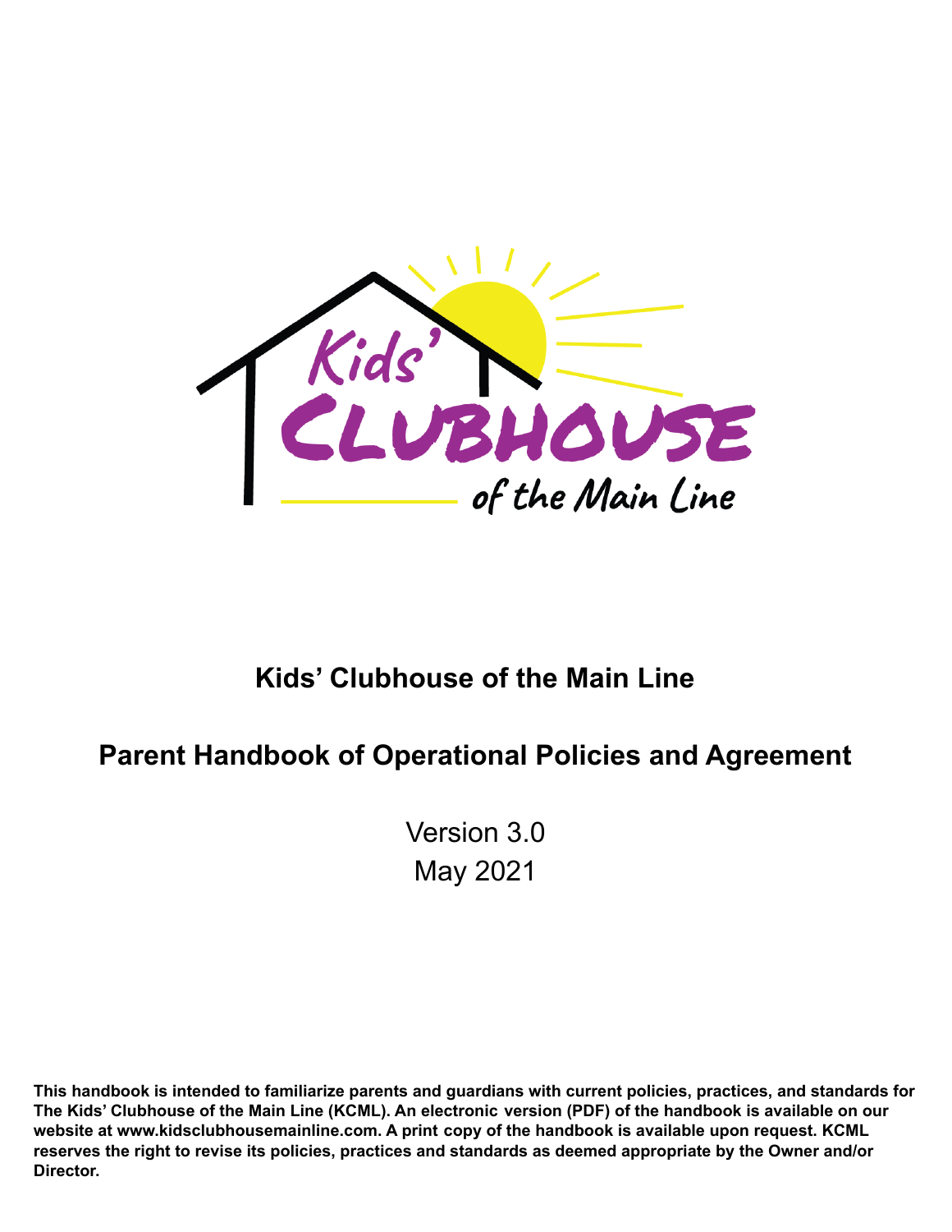# Kids' Clubhouse of the Main Line

## Parent Handbook of Operational Policies and Agreement

Version 3.0

May 2021

**This handbook is intended to familiarize parents and guardians with current policies, practices, and standards for The Kids' Clubhouse of the Main Line (KCML). An electronic version (PDF) of the handbook is available on our website at www.kidsclubhousemainline.com. A print copy of the handbook is available upon request. KCML reserves the right to revise its policies, practices and standards as deemed appropriate by the Owner and/or Director.**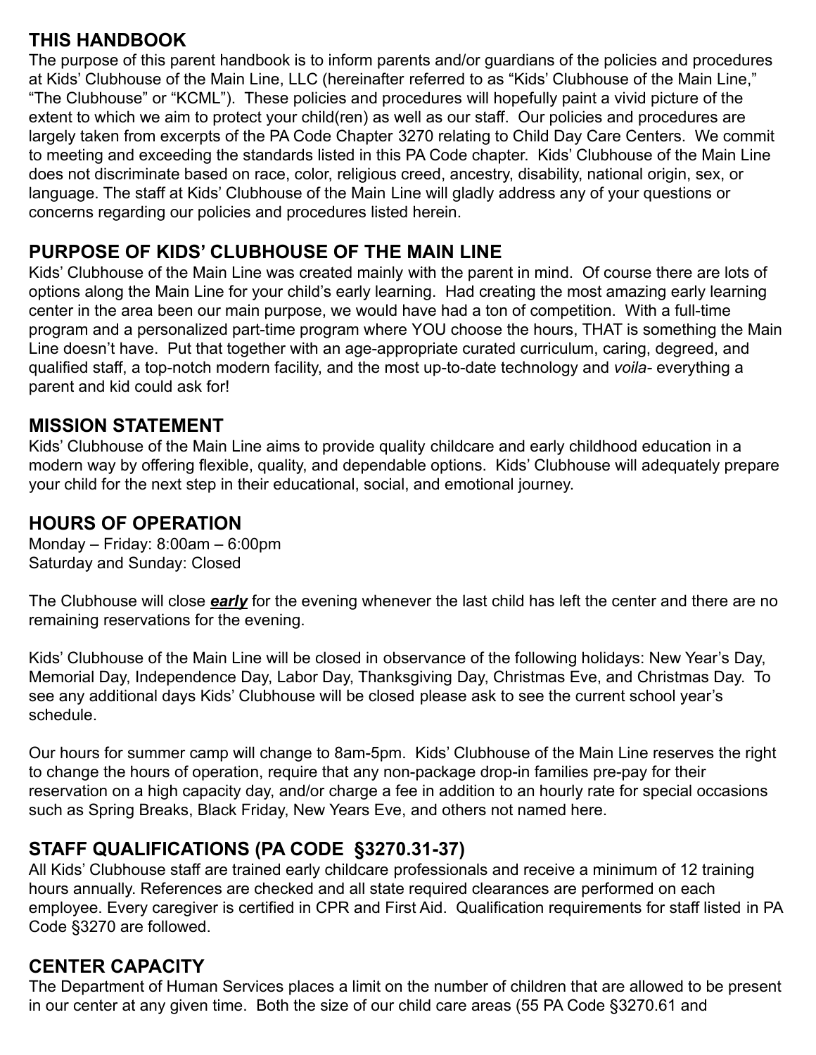## THIS HANDBOOK

The purpose of this parent handbook is to inform parents and/or guardians of the policies and procedures at Kids' Clubhouse of the Main Line, LLC (hereinafter referred to as "Kids' Clubhouse of the Main Line," "The Clubhouse" or "KCML"). These policies and procedures will hopefully paint a vivid picture of the extent to which we aim to protect your child(ren) as well as our staff. Our policies and procedures are largely taken from excerpts of the PA Code Chapter 3270 relating to Child Day Care Centers. We commit to meeting and exceeding the standards listed in this PA Code chapter. Kids' Clubhouse of the Main Line does not discriminate based on race, color, religious creed, ancestry, disability, national origin, sex, or language. The staff at Kids' Clubhouse of the Main Line will gladly address any of your questions or concerns regarding our policies and procedures listed herein.

## PURPOSE OF KIDS' CLUBHOUSE OF THE MAIN LINE

Kids' Clubhouse of the Main Line was created mainly with the parent in mind. Of course there are lots of options along the Main Line for your child's early learning. Had creating the most amazing early learning center in the area been our main purpose, we would have had a ton of competition. With a full-time program and a personalized part-time program where YOU choose the hours, THAT is something the Main Line doesn't have. Put that together with an age-appropriate curated curriculum, caring, degreed, and qualified staff, a top-notch modern facility, and the most up-to-date technology and *voila*- everything a parent and kid could ask for!

## MISSION STATEMENT

Kids' Clubhouse of the Main Line aims to provide quality childcare and early childhood education in a modern way by offering flexible, quality, and dependable options. Kids' Clubhouse will adequately prepare your child for the next step in their educational, social, and emotional journey.

## HOURS OF OPERATION

Monday – Friday: 8:00am – 6:00pm
Saturday and Sunday: Closed

The Clubhouse will close ***early*** for the evening whenever the last child has left the center and there are no remaining reservations for the evening.

Kids' Clubhouse of the Main Line will be closed in observance of the following holidays: New Year's Day, Memorial Day, Independence Day, Labor Day, Thanksgiving Day, Christmas Eve, and Christmas Day. To see any additional days Kids' Clubhouse will be closed please ask to see the current school year's schedule.

Our hours for summer camp will change to 8am-5pm. Kids' Clubhouse of the Main Line reserves the right to change the hours of operation, require that any non-package drop-in families pre-pay for their reservation on a high capacity day, and/or charge a fee in addition to an hourly rate for special occasions such as Spring Breaks, Black Friday, New Years Eve, and others not named here.

## STAFF QUALIFICATIONS (PA CODE §3270.31-37)

All Kids' Clubhouse staff are trained early childcare professionals and receive a minimum of 12 training hours annually. References are checked and all state required clearances are performed on each employee. Every caregiver is certified in CPR and First Aid. Qualification requirements for staff listed in PA Code §3270 are followed.

## CENTER CAPACITY

The Department of Human Services places a limit on the number of children that are allowed to be present in our center at any given time. Both the size of our child care areas (55 PA Code §3270.61 and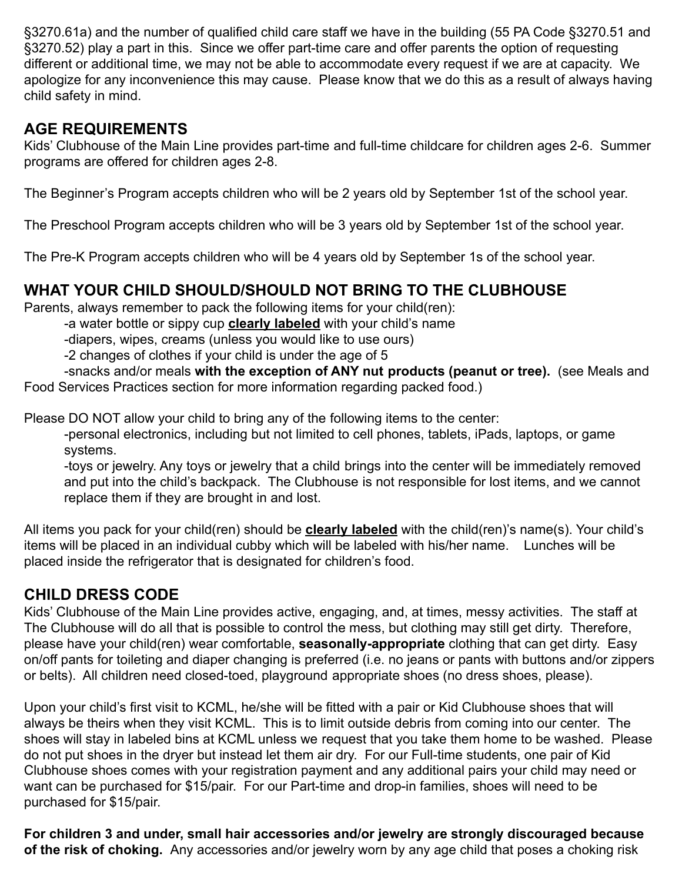§3270.61a) and the number of qualified child care staff we have in the building (55 PA Code §3270.51 and §3270.52) play a part in this. Since we offer part-time care and offer parents the option of requesting different or additional time, we may not be able to accommodate every request if we are at capacity. We apologize for any inconvenience this may cause. Please know that we do this as a result of always having child safety in mind.

## AGE REQUIREMENTS

Kids' Clubhouse of the Main Line provides part-time and full-time childcare for children ages 2-6. Summer programs are offered for children ages 2-8.

The Beginner's Program accepts children who will be 2 years old by September 1st of the school year.

The Preschool Program accepts children who will be 3 years old by September 1st of the school year.

The Pre-K Program accepts children who will be 4 years old by September 1s of the school year.

## WHAT YOUR CHILD SHOULD/SHOULD NOT BRING TO THE CLUBHOUSE

Parents, always remember to pack the following items for your child(ren):

-a water bottle or sippy cup **clearly labeled** with your child's name
-diapers, wipes, creams (unless you would like to use ours)
-2 changes of clothes if your child is under the age of 5
-snacks and/or meals **with the exception of ANY nut products (peanut or tree).** (see Meals and Food Services Practices section for more information regarding packed food.)

Please DO NOT allow your child to bring any of the following items to the center:

-personal electronics, including but not limited to cell phones, tablets, iPads, laptops, or game systems.
-toys or jewelry. Any toys or jewelry that a child brings into the center will be immediately removed and put into the child's backpack. The Clubhouse is not responsible for lost items, and we cannot replace them if they are brought in and lost.

All items you pack for your child(ren) should be **clearly labeled** with the child(ren)'s name(s). Your child's items will be placed in an individual cubby which will be labeled with his/her name. Lunches will be placed inside the refrigerator that is designated for children's food.

## CHILD DRESS CODE

Kids' Clubhouse of the Main Line provides active, engaging, and, at times, messy activities. The staff at The Clubhouse will do all that is possible to control the mess, but clothing may still get dirty. Therefore, please have your child(ren) wear comfortable, **seasonally-appropriate** clothing that can get dirty. Easy on/off pants for toileting and diaper changing is preferred (i.e. no jeans or pants with buttons and/or zippers or belts). All children need closed-toed, playground appropriate shoes (no dress shoes, please).

Upon your child's first visit to KCML, he/she will be fitted with a pair or Kid Clubhouse shoes that will always be theirs when they visit KCML. This is to limit outside debris from coming into our center. The shoes will stay in labeled bins at KCML unless we request that you take them home to be washed. Please do not put shoes in the dryer but instead let them air dry. For our Full-time students, one pair of Kid Clubhouse shoes comes with your registration payment and any additional pairs your child may need or want can be purchased for $15/pair. For our Part-time and drop-in families, shoes will need to be purchased for $15/pair.

**For children 3 and under, small hair accessories and/or jewelry are strongly discouraged because of the risk of choking.** Any accessories and/or jewelry worn by any age child that poses a choking risk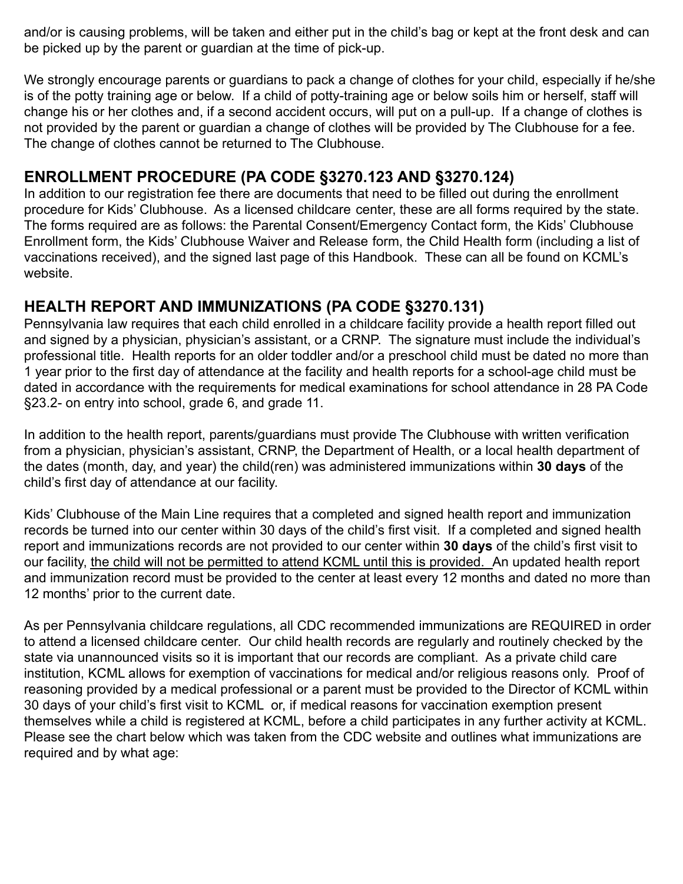and/or is causing problems, will be taken and either put in the child's bag or kept at the front desk and can be picked up by the parent or guardian at the time of pick-up.

We strongly encourage parents or guardians to pack a change of clothes for your child, especially if he/she is of the potty training age or below. If a child of potty-training age or below soils him or herself, staff will change his or her clothes and, if a second accident occurs, will put on a pull-up. If a change of clothes is not provided by the parent or guardian a change of clothes will be provided by The Clubhouse for a fee. The change of clothes cannot be returned to The Clubhouse.

## ENROLLMENT PROCEDURE (PA CODE §3270.123 AND §3270.124)

In addition to our registration fee there are documents that need to be filled out during the enrollment procedure for Kids' Clubhouse. As a licensed childcare center, these are all forms required by the state. The forms required are as follows: the Parental Consent/Emergency Contact form, the Kids' Clubhouse Enrollment form, the Kids' Clubhouse Waiver and Release form, the Child Health form (including a list of vaccinations received), and the signed last page of this Handbook. These can all be found on KCML's website.

## HEALTH REPORT AND IMMUNIZATIONS (PA CODE §3270.131)

Pennsylvania law requires that each child enrolled in a childcare facility provide a health report filled out and signed by a physician, physician's assistant, or a CRNP. The signature must include the individual's professional title. Health reports for an older toddler and/or a preschool child must be dated no more than 1 year prior to the first day of attendance at the facility and health reports for a school-age child must be dated in accordance with the requirements for medical examinations for school attendance in 28 PA Code §23.2- on entry into school, grade 6, and grade 11.

In addition to the health report, parents/guardians must provide The Clubhouse with written verification from a physician, physician's assistant, CRNP, the Department of Health, or a local health department of the dates (month, day, and year) the child(ren) was administered immunizations within **30 days** of the child's first day of attendance at our facility.

Kids' Clubhouse of the Main Line requires that a completed and signed health report and immunization records be turned into our center within 30 days of the child's first visit. If a completed and signed health report and immunizations records are not provided to our center within **30 days** of the child's first visit to our facility, <u>the child will not be permitted to attend KCML until this is provided.</u> An updated health report and immunization record must be provided to the center at least every 12 months and dated no more than 12 months' prior to the current date.

As per Pennsylvania childcare regulations, all CDC recommended immunizations are REQUIRED in order to attend a licensed childcare center. Our child health records are regularly and routinely checked by the state via unannounced visits so it is important that our records are compliant. As a private child care institution, KCML allows for exemption of vaccinations for medical and/or religious reasons only. Proof of reasoning provided by a medical professional or a parent must be provided to the Director of KCML within 30 days of your child's first visit to KCML or, if medical reasons for vaccination exemption present themselves while a child is registered at KCML, before a child participates in any further activity at KCML. Please see the chart below which was taken from the CDC website and outlines what immunizations are required and by what age: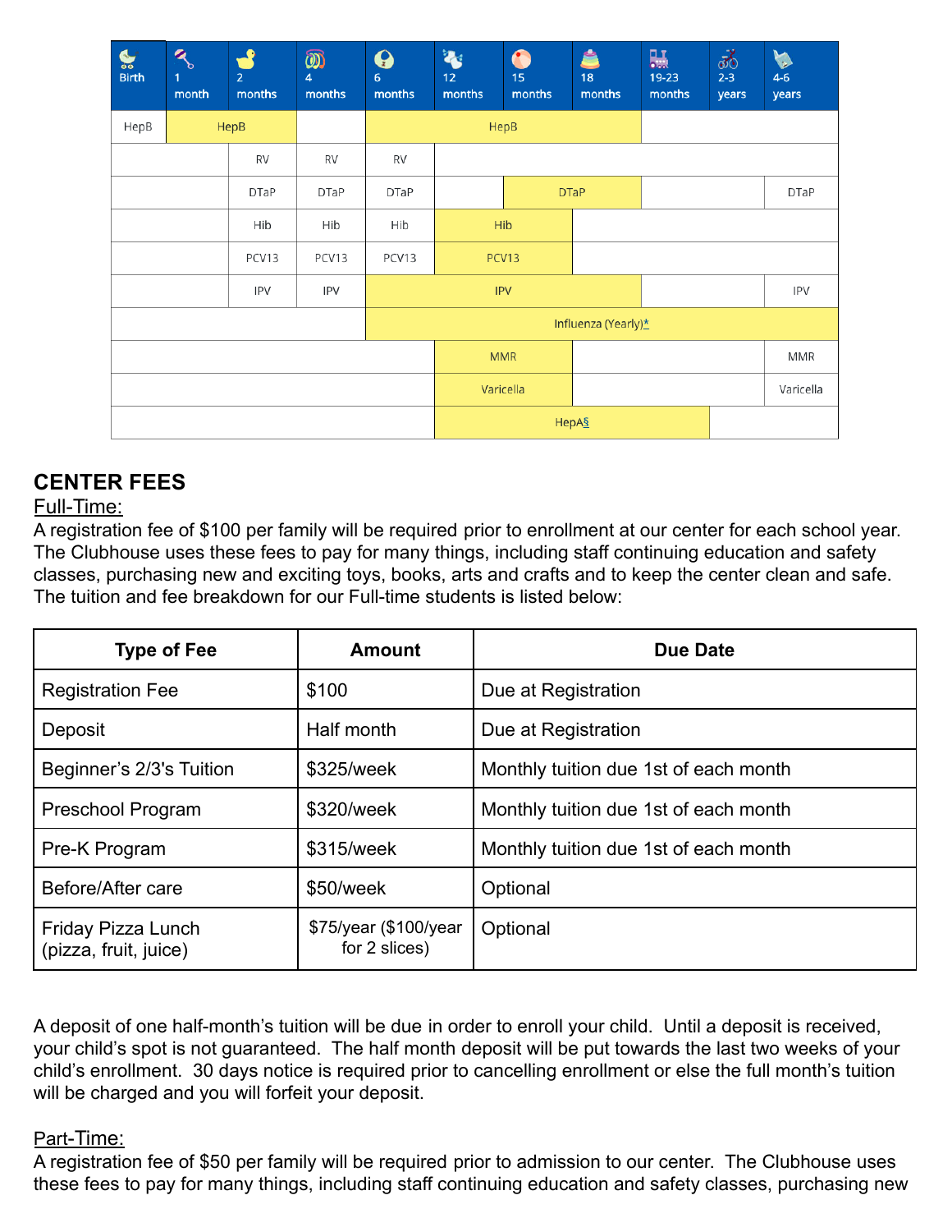| Birth | 1 month | 2 months | 4 months | 6 months | 12 months | 15 months | 18 months | 19-23 months | 2-3 years | 4-6 years |
|---|---|---|---|---|---|---|---|---|---|---|
| HepB | HepB | | | HepB | | | | | | |
| | | RV | RV | RV | | | | | | |
| | | DTaP | DTaP | DTaP | | DTaP | | | | DTaP |
| | | Hib | Hib | Hib | Hib | | | | | |
| | | PCV13 | PCV13 | PCV13 | PCV13 | | | | | |
| | | IPV | IPV | IPV | | | | | | IPV |
| | | | | Influenza (Yearly)* | | | | | | |
| | | | | | MMR | | | | | MMR |
| | | | | | Varicella | | | | | Varicella |
| | | | | | HepA§ | | | | | |

## CENTER FEES

Full-Time:

A registration fee of $100 per family will be required prior to enrollment at our center for each school year. The Clubhouse uses these fees to pay for many things, including staff continuing education and safety classes, purchasing new and exciting toys, books, arts and crafts and to keep the center clean and safe. The tuition and fee breakdown for our Full-time students is listed below:

| Type of Fee | Amount | Due Date |
|---|---|---|
| Registration Fee | $100 | Due at Registration |
| Deposit | Half month | Due at Registration |
| Beginner's 2/3's Tuition | $325/week | Monthly tuition due 1st of each month |
| Preschool Program | $320/week | Monthly tuition due 1st of each month |
| Pre-K Program | $315/week | Monthly tuition due 1st of each month |
| Before/After care | $50/week | Optional |
| Friday Pizza Lunch (pizza, fruit, juice) | $75/year ($100/year for 2 slices) | Optional |

A deposit of one half-month's tuition will be due in order to enroll your child. Until a deposit is received, your child's spot is not guaranteed. The half month deposit will be put towards the last two weeks of your child's enrollment. 30 days notice is required prior to cancelling enrollment or else the full month's tuition will be charged and you will forfeit your deposit.

Part-Time:

A registration fee of $50 per family will be required prior to admission to our center. The Clubhouse uses these fees to pay for many things, including staff continuing education and safety classes, purchasing new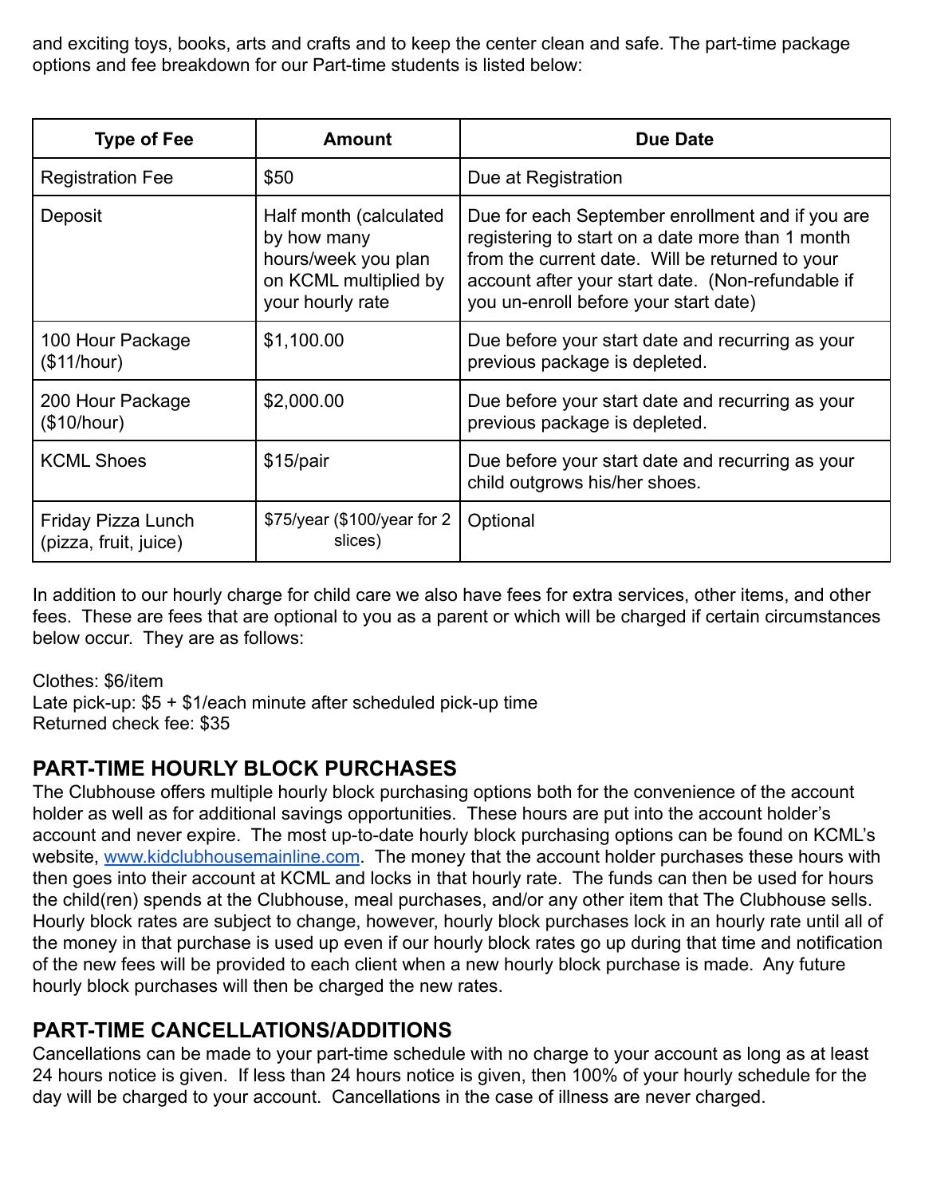and exciting toys, books, arts and crafts and to keep the center clean and safe. The part-time package options and fee breakdown for our Part-time students is listed below:

| Type of Fee | Amount | Due Date |
|---|---|---|
| Registration Fee | $50 | Due at Registration |
| Deposit | Half month (calculated by how many hours/week you plan on KCML multiplied by your hourly rate | Due for each September enrollment and if you are registering to start on a date more than 1 month from the current date. Will be returned to your account after your start date. (Non-refundable if you un-enroll before your start date) |
| 100 Hour Package ($11/hour) | $1,100.00 | Due before your start date and recurring as your previous package is depleted. |
| 200 Hour Package ($10/hour) | $2,000.00 | Due before your start date and recurring as your previous package is depleted. |
| KCML Shoes | $15/pair | Due before your start date and recurring as your child outgrows his/her shoes. |
| Friday Pizza Lunch (pizza, fruit, juice) | $75/year ($100/year for 2 slices) | Optional |

In addition to our hourly charge for child care we also have fees for extra services, other items, and other fees. These are fees that are optional to you as a parent or which will be charged if certain circumstances below occur. They are as follows:

Clothes: $6/item
Late pick-up: $5 + $1/each minute after scheduled pick-up time
Returned check fee: $35

## PART-TIME HOURLY BLOCK PURCHASES

The Clubhouse offers multiple hourly block purchasing options both for the convenience of the account holder as well as for additional savings opportunities. These hours are put into the account holder's account and never expire. The most up-to-date hourly block purchasing options can be found on KCML's website, [www.kidclubhousemainline.com](http://www.kidclubhousemainline.com). The money that the account holder purchases these hours with then goes into their account at KCML and locks in that hourly rate. The funds can then be used for hours the child(ren) spends at the Clubhouse, meal purchases, and/or any other item that The Clubhouse sells. Hourly block rates are subject to change, however, hourly block purchases lock in an hourly rate until all of the money in that purchase is used up even if our hourly block rates go up during that time and notification of the new fees will be provided to each client when a new hourly block purchase is made. Any future hourly block purchases will then be charged the new rates.

## PART-TIME CANCELLATIONS/ADDITIONS

Cancellations can be made to your part-time schedule with no charge to your account as long as at least 24 hours notice is given. If less than 24 hours notice is given, then 100% of your hourly schedule for the day will be charged to your account. Cancellations in the case of illness are never charged.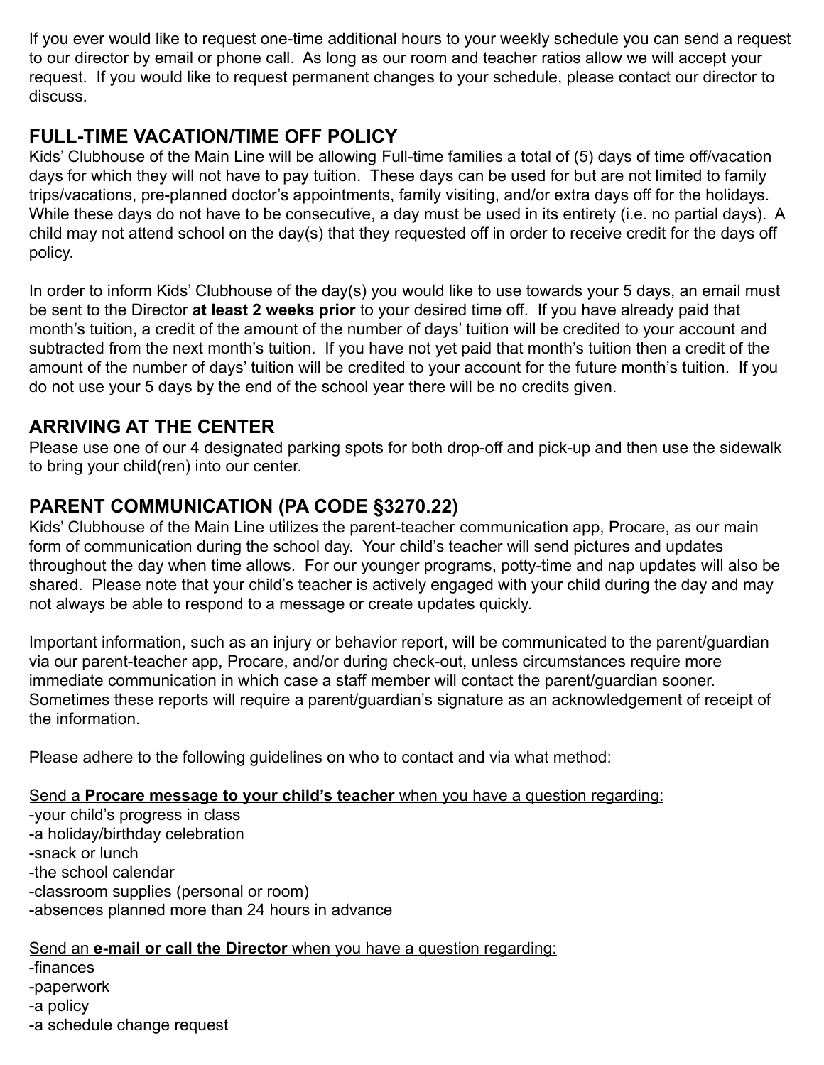If you ever would like to request one-time additional hours to your weekly schedule you can send a request to our director by email or phone call. As long as our room and teacher ratios allow we will accept your request. If you would like to request permanent changes to your schedule, please contact our director to discuss.

## FULL-TIME VACATION/TIME OFF POLICY

Kids' Clubhouse of the Main Line will be allowing Full-time families a total of (5) days of time off/vacation days for which they will not have to pay tuition. These days can be used for but are not limited to family trips/vacations, pre-planned doctor's appointments, family visiting, and/or extra days off for the holidays. While these days do not have to be consecutive, a day must be used in its entirety (i.e. no partial days). A child may not attend school on the day(s) that they requested off in order to receive credit for the days off policy.

In order to inform Kids' Clubhouse of the day(s) you would like to use towards your 5 days, an email must be sent to the Director **at least 2 weeks prior** to your desired time off. If you have already paid that month's tuition, a credit of the amount of the number of days' tuition will be credited to your account and subtracted from the next month's tuition. If you have not yet paid that month's tuition then a credit of the amount of the number of days' tuition will be credited to your account for the future month's tuition. If you do not use your 5 days by the end of the school year there will be no credits given.

## ARRIVING AT THE CENTER

Please use one of our 4 designated parking spots for both drop-off and pick-up and then use the sidewalk to bring your child(ren) into our center.

## PARENT COMMUNICATION (PA CODE §3270.22)

Kids' Clubhouse of the Main Line utilizes the parent-teacher communication app, Procare, as our main form of communication during the school day. Your child's teacher will send pictures and updates throughout the day when time allows. For our younger programs, potty-time and nap updates will also be shared. Please note that your child's teacher is actively engaged with your child during the day and may not always be able to respond to a message or create updates quickly.

Important information, such as an injury or behavior report, will be communicated to the parent/guardian via our parent-teacher app, Procare, and/or during check-out, unless circumstances require more immediate communication in which case a staff member will contact the parent/guardian sooner. Sometimes these reports will require a parent/guardian's signature as an acknowledgement of receipt of the information.

Please adhere to the following guidelines on who to contact and via what method:

<u>Send a **Procare message to your child's teacher** when you have a question regarding:</u>

-your child's progress in class
-a holiday/birthday celebration
-snack or lunch
-the school calendar
-classroom supplies (personal or room)
-absences planned more than 24 hours in advance

<u>Send an **e-mail or call the Director** when you have a question regarding:</u>

-finances
-paperwork
-a policy
-a schedule change request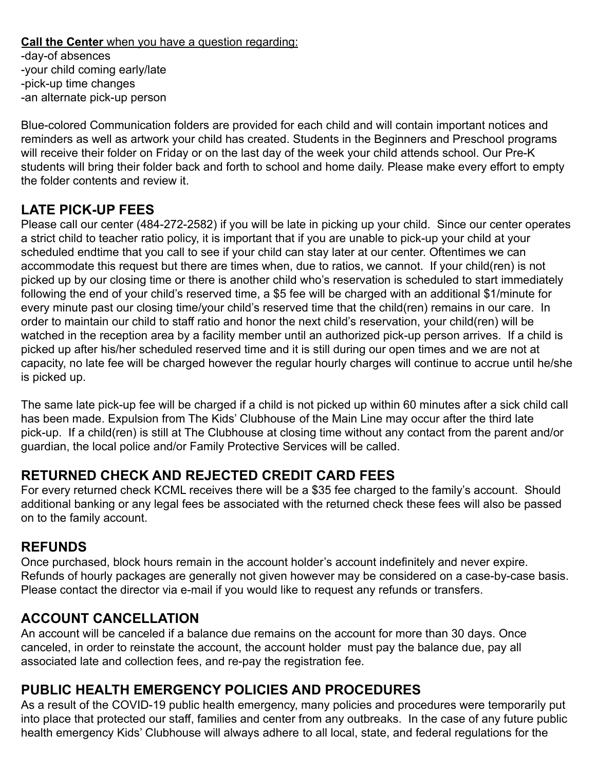**<u>Call the Center</u>** <u>when you have a question regarding:</u>

-day-of absences
-your child coming early/late
-pick-up time changes
-an alternate pick-up person

Blue-colored Communication folders are provided for each child and will contain important notices and reminders as well as artwork your child has created. Students in the Beginners and Preschool programs will receive their folder on Friday or on the last day of the week your child attends school. Our Pre-K students will bring their folder back and forth to school and home daily. Please make every effort to empty the folder contents and review it.

## LATE PICK-UP FEES

Please call our center (484-272-2582) if you will be late in picking up your child. Since our center operates a strict child to teacher ratio policy, it is important that if you are unable to pick-up your child at your scheduled endtime that you call to see if your child can stay later at our center. Oftentimes we can accommodate this request but there are times when, due to ratios, we cannot. If your child(ren) is not picked up by our closing time or there is another child who's reservation is scheduled to start immediately following the end of your child's reserved time, a $5 fee will be charged with an additional $1/minute for every minute past our closing time/your child's reserved time that the child(ren) remains in our care. In order to maintain our child to staff ratio and honor the next child's reservation, your child(ren) will be watched in the reception area by a facility member until an authorized pick-up person arrives. If a child is picked up after his/her scheduled reserved time and it is still during our open times and we are not at capacity, no late fee will be charged however the regular hourly charges will continue to accrue until he/she is picked up.

The same late pick-up fee will be charged if a child is not picked up within 60 minutes after a sick child call has been made. Expulsion from The Kids' Clubhouse of the Main Line may occur after the third late pick-up. If a child(ren) is still at The Clubhouse at closing time without any contact from the parent and/or guardian, the local police and/or Family Protective Services will be called.

## RETURNED CHECK AND REJECTED CREDIT CARD FEES

For every returned check KCML receives there will be a $35 fee charged to the family's account. Should additional banking or any legal fees be associated with the returned check these fees will also be passed on to the family account.

## REFUNDS

Once purchased, block hours remain in the account holder's account indefinitely and never expire. Refunds of hourly packages are generally not given however may be considered on a case-by-case basis. Please contact the director via e-mail if you would like to request any refunds or transfers.

## ACCOUNT CANCELLATION

An account will be canceled if a balance due remains on the account for more than 30 days. Once canceled, in order to reinstate the account, the account holder must pay the balance due, pay all associated late and collection fees, and re-pay the registration fee.

## PUBLIC HEALTH EMERGENCY POLICIES AND PROCEDURES

As a result of the COVID-19 public health emergency, many policies and procedures were temporarily put into place that protected our staff, families and center from any outbreaks. In the case of any future public health emergency Kids' Clubhouse will always adhere to all local, state, and federal regulations for the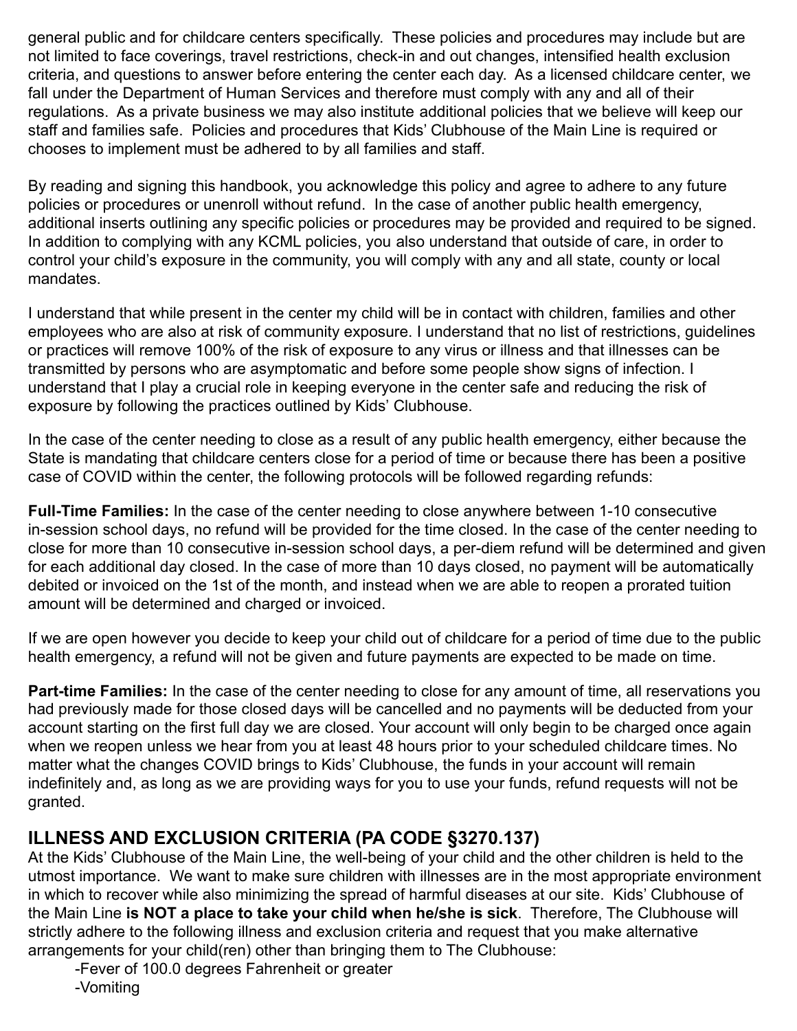general public and for childcare centers specifically. These policies and procedures may include but are not limited to face coverings, travel restrictions, check-in and out changes, intensified health exclusion criteria, and questions to answer before entering the center each day. As a licensed childcare center, we fall under the Department of Human Services and therefore must comply with any and all of their regulations. As a private business we may also institute additional policies that we believe will keep our staff and families safe. Policies and procedures that Kids' Clubhouse of the Main Line is required or chooses to implement must be adhered to by all families and staff.

By reading and signing this handbook, you acknowledge this policy and agree to adhere to any future policies or procedures or unenroll without refund. In the case of another public health emergency, additional inserts outlining any specific policies or procedures may be provided and required to be signed. In addition to complying with any KCML policies, you also understand that outside of care, in order to control your child's exposure in the community, you will comply with any and all state, county or local mandates.

I understand that while present in the center my child will be in contact with children, families and other employees who are also at risk of community exposure. I understand that no list of restrictions, guidelines or practices will remove 100% of the risk of exposure to any virus or illness and that illnesses can be transmitted by persons who are asymptomatic and before some people show signs of infection. I understand that I play a crucial role in keeping everyone in the center safe and reducing the risk of exposure by following the practices outlined by Kids' Clubhouse.

In the case of the center needing to close as a result of any public health emergency, either because the State is mandating that childcare centers close for a period of time or because there has been a positive case of COVID within the center, the following protocols will be followed regarding refunds:

**Full-Time Families:** In the case of the center needing to close anywhere between 1-10 consecutive in-session school days, no refund will be provided for the time closed. In the case of the center needing to close for more than 10 consecutive in-session school days, a per-diem refund will be determined and given for each additional day closed. In the case of more than 10 days closed, no payment will be automatically debited or invoiced on the 1st of the month, and instead when we are able to reopen a prorated tuition amount will be determined and charged or invoiced.

If we are open however you decide to keep your child out of childcare for a period of time due to the public health emergency, a refund will not be given and future payments are expected to be made on time.

**Part-time Families:** In the case of the center needing to close for any amount of time, all reservations you had previously made for those closed days will be cancelled and no payments will be deducted from your account starting on the first full day we are closed. Your account will only begin to be charged once again when we reopen unless we hear from you at least 48 hours prior to your scheduled childcare times. No matter what the changes COVID brings to Kids' Clubhouse, the funds in your account will remain indefinitely and, as long as we are providing ways for you to use your funds, refund requests will not be granted.

## ILLNESS AND EXCLUSION CRITERIA (PA CODE §3270.137)

At the Kids' Clubhouse of the Main Line, the well-being of your child and the other children is held to the utmost importance. We want to make sure children with illnesses are in the most appropriate environment in which to recover while also minimizing the spread of harmful diseases at our site. Kids' Clubhouse of the Main Line **is NOT a place to take your child when he/she is sick**. Therefore, The Clubhouse will strictly adhere to the following illness and exclusion criteria and request that you make alternative arrangements for your child(ren) other than bringing them to The Clubhouse:

- Fever of 100.0 degrees Fahrenheit or greater
- Vomiting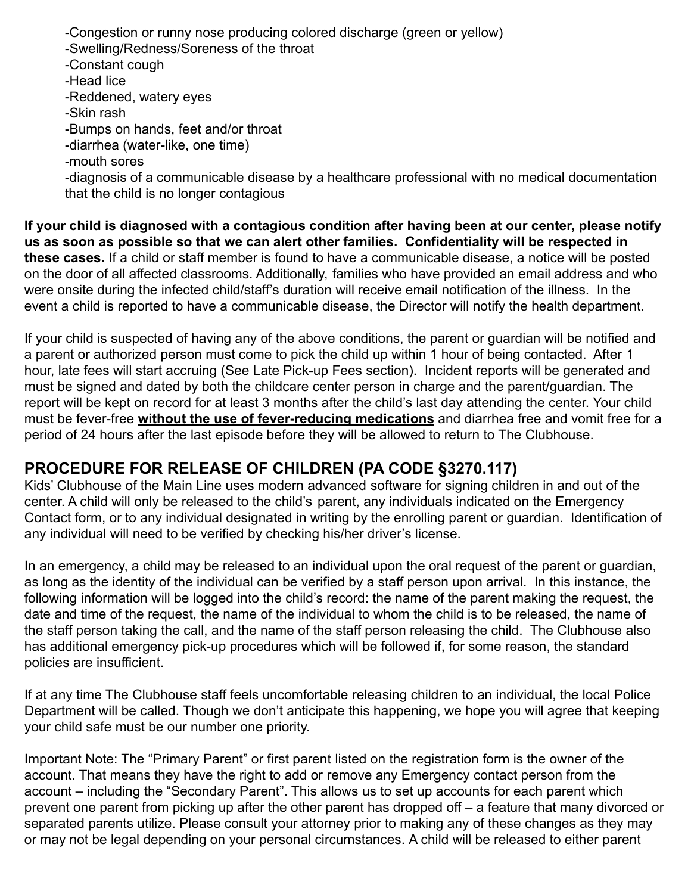- Congestion or runny nose producing colored discharge (green or yellow)
- Swelling/Redness/Soreness of the throat
- Constant cough
- Head lice
- Reddened, watery eyes
- Skin rash
- Bumps on hands, feet and/or throat
- diarrhea (water-like, one time)
- mouth sores
- diagnosis of a communicable disease by a healthcare professional with no medical documentation that the child is no longer contagious

**If your child is diagnosed with a contagious condition after having been at our center, please notify us as soon as possible so that we can alert other families. Confidentiality will be respected in these cases.** If a child or staff member is found to have a communicable disease, a notice will be posted on the door of all affected classrooms. Additionally, families who have provided an email address and who were onsite during the infected child/staff's duration will receive email notification of the illness. In the event a child is reported to have a communicable disease, the Director will notify the health department.

If your child is suspected of having any of the above conditions, the parent or guardian will be notified and a parent or authorized person must come to pick the child up within 1 hour of being contacted. After 1 hour, late fees will start accruing (See Late Pick-up Fees section). Incident reports will be generated and must be signed and dated by both the childcare center person in charge and the parent/guardian. The report will be kept on record for at least 3 months after the child's last day attending the center. Your child must be fever-free **without the use of fever-reducing medications** and diarrhea free and vomit free for a period of 24 hours after the last episode before they will be allowed to return to The Clubhouse.

## PROCEDURE FOR RELEASE OF CHILDREN (PA CODE §3270.117)

Kids' Clubhouse of the Main Line uses modern advanced software for signing children in and out of the center. A child will only be released to the child's parent, any individuals indicated on the Emergency Contact form, or to any individual designated in writing by the enrolling parent or guardian. Identification of any individual will need to be verified by checking his/her driver's license.

In an emergency, a child may be released to an individual upon the oral request of the parent or guardian, as long as the identity of the individual can be verified by a staff person upon arrival. In this instance, the following information will be logged into the child's record: the name of the parent making the request, the date and time of the request, the name of the individual to whom the child is to be released, the name of the staff person taking the call, and the name of the staff person releasing the child. The Clubhouse also has additional emergency pick-up procedures which will be followed if, for some reason, the standard policies are insufficient.

If at any time The Clubhouse staff feels uncomfortable releasing children to an individual, the local Police Department will be called. Though we don't anticipate this happening, we hope you will agree that keeping your child safe must be our number one priority.

Important Note: The "Primary Parent" or first parent listed on the registration form is the owner of the account. That means they have the right to add or remove any Emergency contact person from the account – including the "Secondary Parent". This allows us to set up accounts for each parent which prevent one parent from picking up after the other parent has dropped off – a feature that many divorced or separated parents utilize. Please consult your attorney prior to making any of these changes as they may or may not be legal depending on your personal circumstances. A child will be released to either parent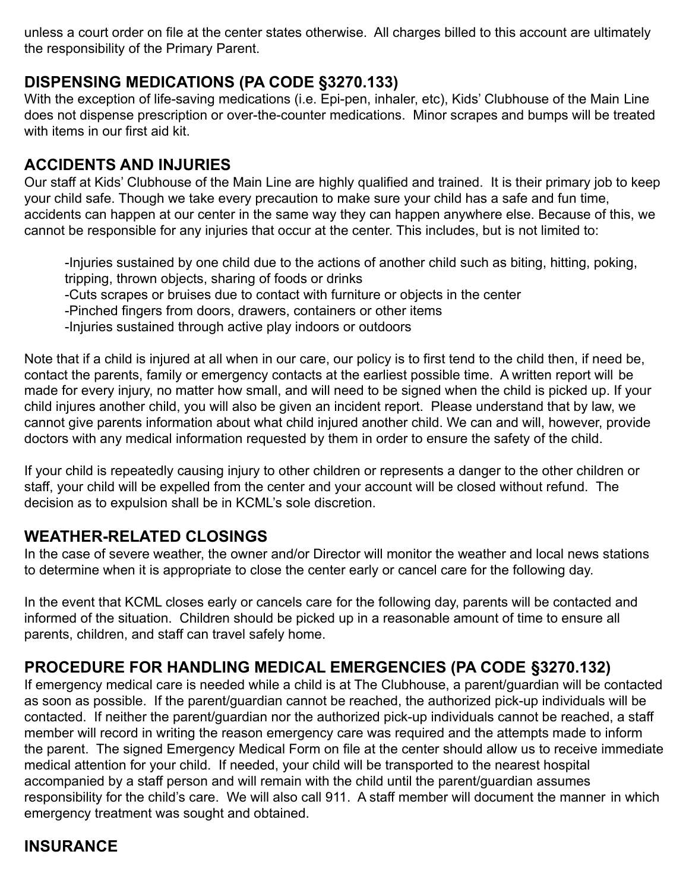unless a court order on file at the center states otherwise. All charges billed to this account are ultimately the responsibility of the Primary Parent.

## DISPENSING MEDICATIONS (PA CODE §3270.133)

With the exception of life-saving medications (i.e. Epi-pen, inhaler, etc), Kids' Clubhouse of the Main Line does not dispense prescription or over-the-counter medications. Minor scrapes and bumps will be treated with items in our first aid kit.

## ACCIDENTS AND INJURIES

Our staff at Kids' Clubhouse of the Main Line are highly qualified and trained. It is their primary job to keep your child safe. Though we take every precaution to make sure your child has a safe and fun time, accidents can happen at our center in the same way they can happen anywhere else. Because of this, we cannot be responsible for any injuries that occur at the center. This includes, but is not limited to:

-Injuries sustained by one child due to the actions of another child such as biting, hitting, poking, tripping, thrown objects, sharing of foods or drinks
-Cuts scrapes or bruises due to contact with furniture or objects in the center
-Pinched fingers from doors, drawers, containers or other items
-Injuries sustained through active play indoors or outdoors

Note that if a child is injured at all when in our care, our policy is to first tend to the child then, if need be, contact the parents, family or emergency contacts at the earliest possible time. A written report will be made for every injury, no matter how small, and will need to be signed when the child is picked up. If your child injures another child, you will also be given an incident report. Please understand that by law, we cannot give parents information about what child injured another child. We can and will, however, provide doctors with any medical information requested by them in order to ensure the safety of the child.

If your child is repeatedly causing injury to other children or represents a danger to the other children or staff, your child will be expelled from the center and your account will be closed without refund. The decision as to expulsion shall be in KCML's sole discretion.

## WEATHER-RELATED CLOSINGS

In the case of severe weather, the owner and/or Director will monitor the weather and local news stations to determine when it is appropriate to close the center early or cancel care for the following day.

In the event that KCML closes early or cancels care for the following day, parents will be contacted and informed of the situation. Children should be picked up in a reasonable amount of time to ensure all parents, children, and staff can travel safely home.

## PROCEDURE FOR HANDLING MEDICAL EMERGENCIES (PA CODE §3270.132)

If emergency medical care is needed while a child is at The Clubhouse, a parent/guardian will be contacted as soon as possible. If the parent/guardian cannot be reached, the authorized pick-up individuals will be contacted. If neither the parent/guardian nor the authorized pick-up individuals cannot be reached, a staff member will record in writing the reason emergency care was required and the attempts made to inform the parent. The signed Emergency Medical Form on file at the center should allow us to receive immediate medical attention for your child. If needed, your child will be transported to the nearest hospital accompanied by a staff person and will remain with the child until the parent/guardian assumes responsibility for the child's care. We will also call 911. A staff member will document the manner in which emergency treatment was sought and obtained.

## INSURANCE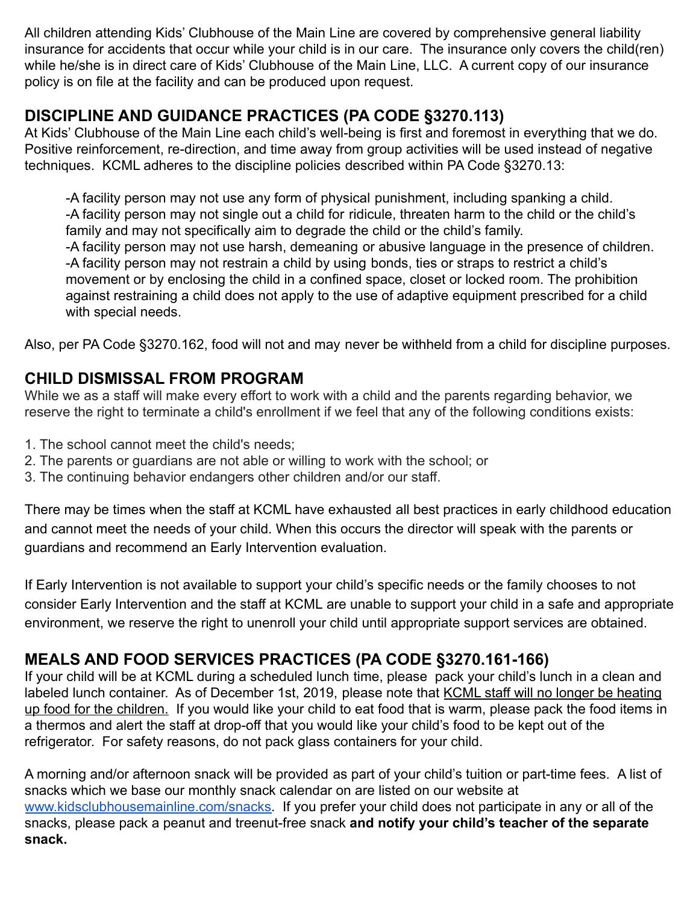All children attending Kids' Clubhouse of the Main Line are covered by comprehensive general liability insurance for accidents that occur while your child is in our care. The insurance only covers the child(ren) while he/she is in direct care of Kids' Clubhouse of the Main Line, LLC. A current copy of our insurance policy is on file at the facility and can be produced upon request.

## DISCIPLINE AND GUIDANCE PRACTICES (PA CODE §3270.113)

At Kids' Clubhouse of the Main Line each child's well-being is first and foremost in everything that we do. Positive reinforcement, re-direction, and time away from group activities will be used instead of negative techniques. KCML adheres to the discipline policies described within PA Code §3270.13:

> -A facility person may not use any form of physical punishment, including spanking a child.
> -A facility person may not single out a child for ridicule, threaten harm to the child or the child's family and may not specifically aim to degrade the child or the child's family.
> -A facility person may not use harsh, demeaning or abusive language in the presence of children.
> -A facility person may not restrain a child by using bonds, ties or straps to restrict a child's movement or by enclosing the child in a confined space, closet or locked room. The prohibition against restraining a child does not apply to the use of adaptive equipment prescribed for a child with special needs.

Also, per PA Code §3270.162, food will not and may never be withheld from a child for discipline purposes.

## CHILD DISMISSAL FROM PROGRAM

While we as a staff will make every effort to work with a child and the parents regarding behavior, we reserve the right to terminate a child's enrollment if we feel that any of the following conditions exists:

1. The school cannot meet the child's needs;
2. The parents or guardians are not able or willing to work with the school; or
3. The continuing behavior endangers other children and/or our staff.

There may be times when the staff at KCML have exhausted all best practices in early childhood education and cannot meet the needs of your child. When this occurs the director will speak with the parents or guardians and recommend an Early Intervention evaluation.

If Early Intervention is not available to support your child's specific needs or the family chooses to not consider Early Intervention and the staff at KCML are unable to support your child in a safe and appropriate environment, we reserve the right to unenroll your child until appropriate support services are obtained.

## MEALS AND FOOD SERVICES PRACTICES (PA CODE §3270.161-166)

If your child will be at KCML during a scheduled lunch time, please pack your child's lunch in a clean and labeled lunch container. As of December 1st, 2019, please note that KCML staff will no longer be heating up food for the children. If you would like your child to eat food that is warm, please pack the food items in a thermos and alert the staff at drop-off that you would like your child's food to be kept out of the refrigerator. For safety reasons, do not pack glass containers for your child.

A morning and/or afternoon snack will be provided as part of your child's tuition or part-time fees. A list of snacks which we base our monthly snack calendar on are listed on our website at [www.kidsclubhousemainline.com/snacks](http://www.kidsclubhousemainline.com/snacks). If you prefer your child does not participate in any or all of the snacks, please pack a peanut and treenut-free snack **and notify your child's teacher of the separate snack.**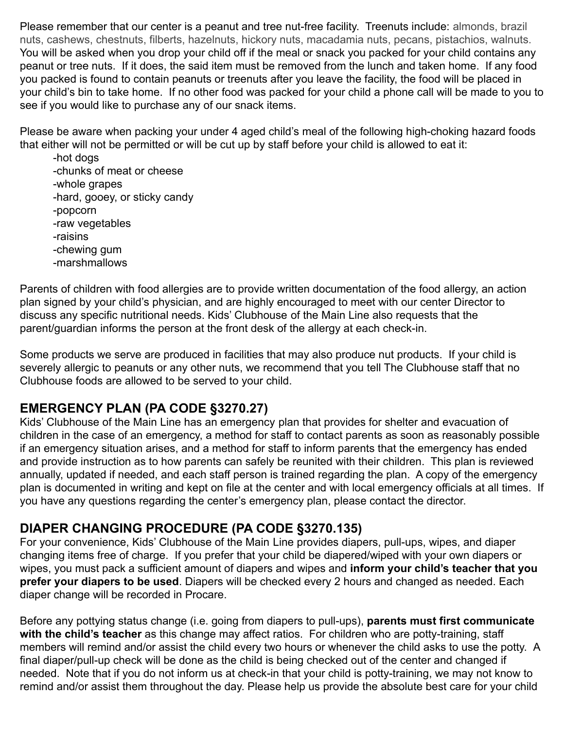Please remember that our center is a peanut and tree nut-free facility. Treenuts include: almonds, brazil nuts, cashews, chestnuts, filberts, hazelnuts, hickory nuts, macadamia nuts, pecans, pistachios, walnuts. You will be asked when you drop your child off if the meal or snack you packed for your child contains any peanut or tree nuts. If it does, the said item must be removed from the lunch and taken home. If any food you packed is found to contain peanuts or treenuts after you leave the facility, the food will be placed in your child's bin to take home. If no other food was packed for your child a phone call will be made to you to see if you would like to purchase any of our snack items.

Please be aware when packing your under 4 aged child's meal of the following high-choking hazard foods that either will not be permitted or will be cut up by staff before your child is allowed to eat it:

- hot dogs
- chunks of meat or cheese
- whole grapes
- hard, gooey, or sticky candy
- popcorn
- raw vegetables
- raisins
- chewing gum
- marshmallows

Parents of children with food allergies are to provide written documentation of the food allergy, an action plan signed by your child's physician, and are highly encouraged to meet with our center Director to discuss any specific nutritional needs. Kids' Clubhouse of the Main Line also requests that the parent/guardian informs the person at the front desk of the allergy at each check-in.

Some products we serve are produced in facilities that may also produce nut products. If your child is severely allergic to peanuts or any other nuts, we recommend that you tell The Clubhouse staff that no Clubhouse foods are allowed to be served to your child.

## EMERGENCY PLAN (PA CODE §3270.27)

Kids' Clubhouse of the Main Line has an emergency plan that provides for shelter and evacuation of children in the case of an emergency, a method for staff to contact parents as soon as reasonably possible if an emergency situation arises, and a method for staff to inform parents that the emergency has ended and provide instruction as to how parents can safely be reunited with their children. This plan is reviewed annually, updated if needed, and each staff person is trained regarding the plan. A copy of the emergency plan is documented in writing and kept on file at the center and with local emergency officials at all times. If you have any questions regarding the center's emergency plan, please contact the director.

## DIAPER CHANGING PROCEDURE (PA CODE §3270.135)

For your convenience, Kids' Clubhouse of the Main Line provides diapers, pull-ups, wipes, and diaper changing items free of charge. If you prefer that your child be diapered/wiped with your own diapers or wipes, you must pack a sufficient amount of diapers and wipes and **inform your child's teacher that you prefer your diapers to be used**. Diapers will be checked every 2 hours and changed as needed. Each diaper change will be recorded in Procare.

Before any pottying status change (i.e. going from diapers to pull-ups), **parents must first communicate with the child's teacher** as this change may affect ratios. For children who are potty-training, staff members will remind and/or assist the child every two hours or whenever the child asks to use the potty. A final diaper/pull-up check will be done as the child is being checked out of the center and changed if needed. Note that if you do not inform us at check-in that your child is potty-training, we may not know to remind and/or assist them throughout the day. Please help us provide the absolute best care for your child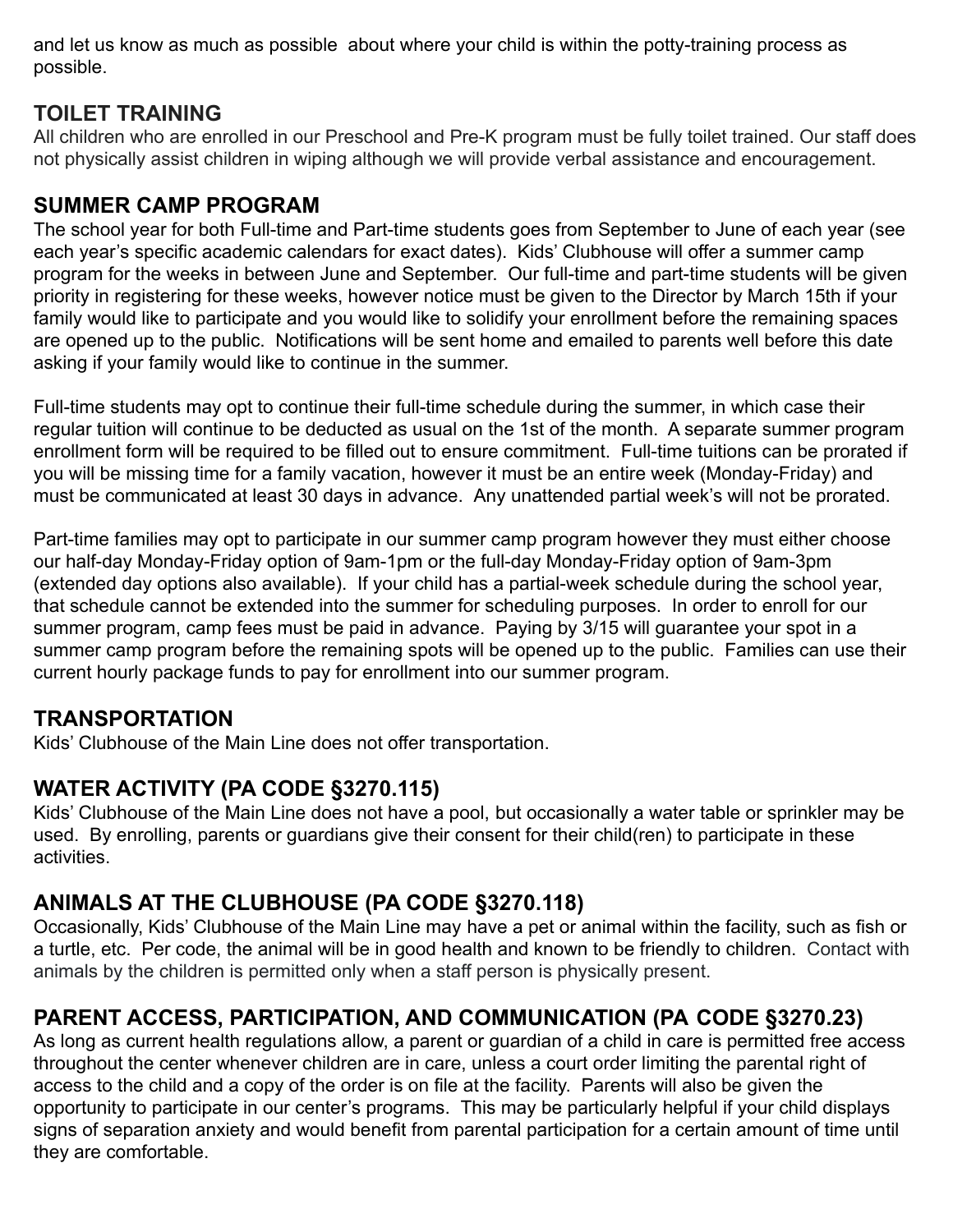and let us know as much as possible  about where your child is within the potty-training process as possible.

## TOILET TRAINING

All children who are enrolled in our Preschool and Pre-K program must be fully toilet trained. Our staff does not physically assist children in wiping although we will provide verbal assistance and encouragement.

## SUMMER CAMP PROGRAM

The school year for both Full-time and Part-time students goes from September to June of each year (see each year's specific academic calendars for exact dates).  Kids' Clubhouse will offer a summer camp program for the weeks in between June and September.  Our full-time and part-time students will be given priority in registering for these weeks, however notice must be given to the Director by March 15th if your family would like to participate and you would like to solidify your enrollment before the remaining spaces are opened up to the public.  Notifications will be sent home and emailed to parents well before this date asking if your family would like to continue in the summer.

Full-time students may opt to continue their full-time schedule during the summer, in which case their regular tuition will continue to be deducted as usual on the 1st of the month.  A separate summer program enrollment form will be required to be filled out to ensure commitment.  Full-time tuitions can be prorated if you will be missing time for a family vacation, however it must be an entire week (Monday-Friday) and must be communicated at least 30 days in advance.  Any unattended partial week's will not be prorated.

Part-time families may opt to participate in our summer camp program however they must either choose our half-day Monday-Friday option of 9am-1pm or the full-day Monday-Friday option of 9am-3pm (extended day options also available).  If your child has a partial-week schedule during the school year, that schedule cannot be extended into the summer for scheduling purposes.  In order to enroll for our summer program, camp fees must be paid in advance.  Paying by 3/15 will guarantee your spot in a summer camp program before the remaining spots will be opened up to the public.  Families can use their current hourly package funds to pay for enrollment into our summer program.

## TRANSPORTATION

Kids' Clubhouse of the Main Line does not offer transportation.

## WATER ACTIVITY (PA CODE §3270.115)

Kids' Clubhouse of the Main Line does not have a pool, but occasionally a water table or sprinkler may be used.  By enrolling, parents or guardians give their consent for their child(ren) to participate in these activities.

## ANIMALS AT THE CLUBHOUSE (PA CODE §3270.118)

Occasionally, Kids' Clubhouse of the Main Line may have a pet or animal within the facility, such as fish or a turtle, etc.  Per code, the animal will be in good health and known to be friendly to children.  Contact with animals by the children is permitted only when a staff person is physically present.

## PARENT ACCESS, PARTICIPATION, AND COMMUNICATION (PA CODE §3270.23)

As long as current health regulations allow, a parent or guardian of a child in care is permitted free access throughout the center whenever children are in care, unless a court order limiting the parental right of access to the child and a copy of the order is on file at the facility.  Parents will also be given the opportunity to participate in our center's programs.  This may be particularly helpful if your child displays signs of separation anxiety and would benefit from parental participation for a certain amount of time until they are comfortable.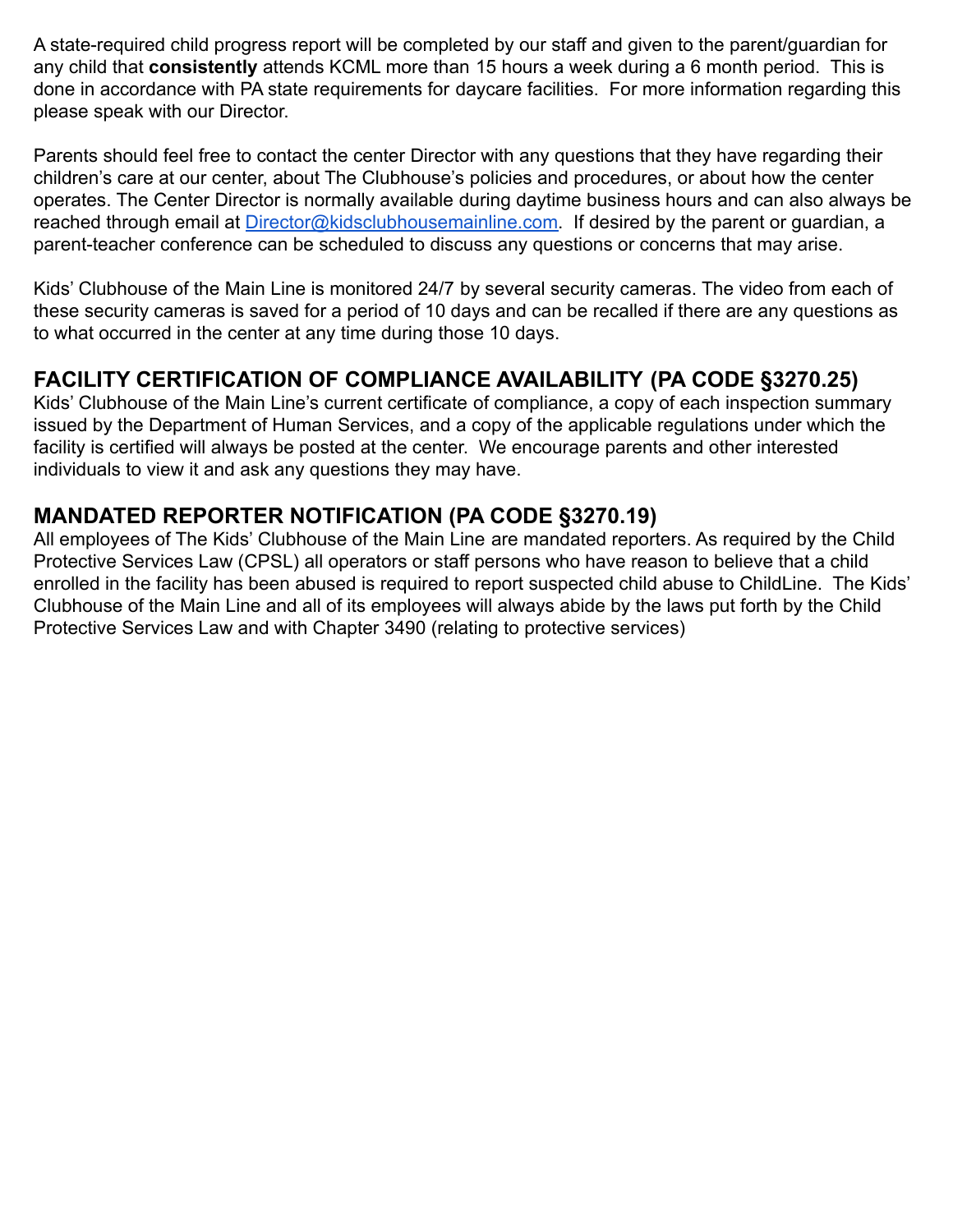A state-required child progress report will be completed by our staff and given to the parent/guardian for any child that **consistently** attends KCML more than 15 hours a week during a 6 month period. This is done in accordance with PA state requirements for daycare facilities. For more information regarding this please speak with our Director.

Parents should feel free to contact the center Director with any questions that they have regarding their children's care at our center, about The Clubhouse's policies and procedures, or about how the center operates. The Center Director is normally available during daytime business hours and can also always be reached through email at [Director@kidsclubhousemainline.com](mailto:Director@kidsclubhousemainline.com). If desired by the parent or guardian, a parent-teacher conference can be scheduled to discuss any questions or concerns that may arise.

Kids' Clubhouse of the Main Line is monitored 24/7 by several security cameras. The video from each of these security cameras is saved for a period of 10 days and can be recalled if there are any questions as to what occurred in the center at any time during those 10 days.

## FACILITY CERTIFICATION OF COMPLIANCE AVAILABILITY (PA CODE §3270.25)

Kids' Clubhouse of the Main Line's current certificate of compliance, a copy of each inspection summary issued by the Department of Human Services, and a copy of the applicable regulations under which the facility is certified will always be posted at the center. We encourage parents and other interested individuals to view it and ask any questions they may have.

## MANDATED REPORTER NOTIFICATION (PA CODE §3270.19)

All employees of The Kids' Clubhouse of the Main Line are mandated reporters. As required by the Child Protective Services Law (CPSL) all operators or staff persons who have reason to believe that a child enrolled in the facility has been abused is required to report suspected child abuse to ChildLine. The Kids' Clubhouse of the Main Line and all of its employees will always abide by the laws put forth by the Child Protective Services Law and with Chapter 3490 (relating to protective services)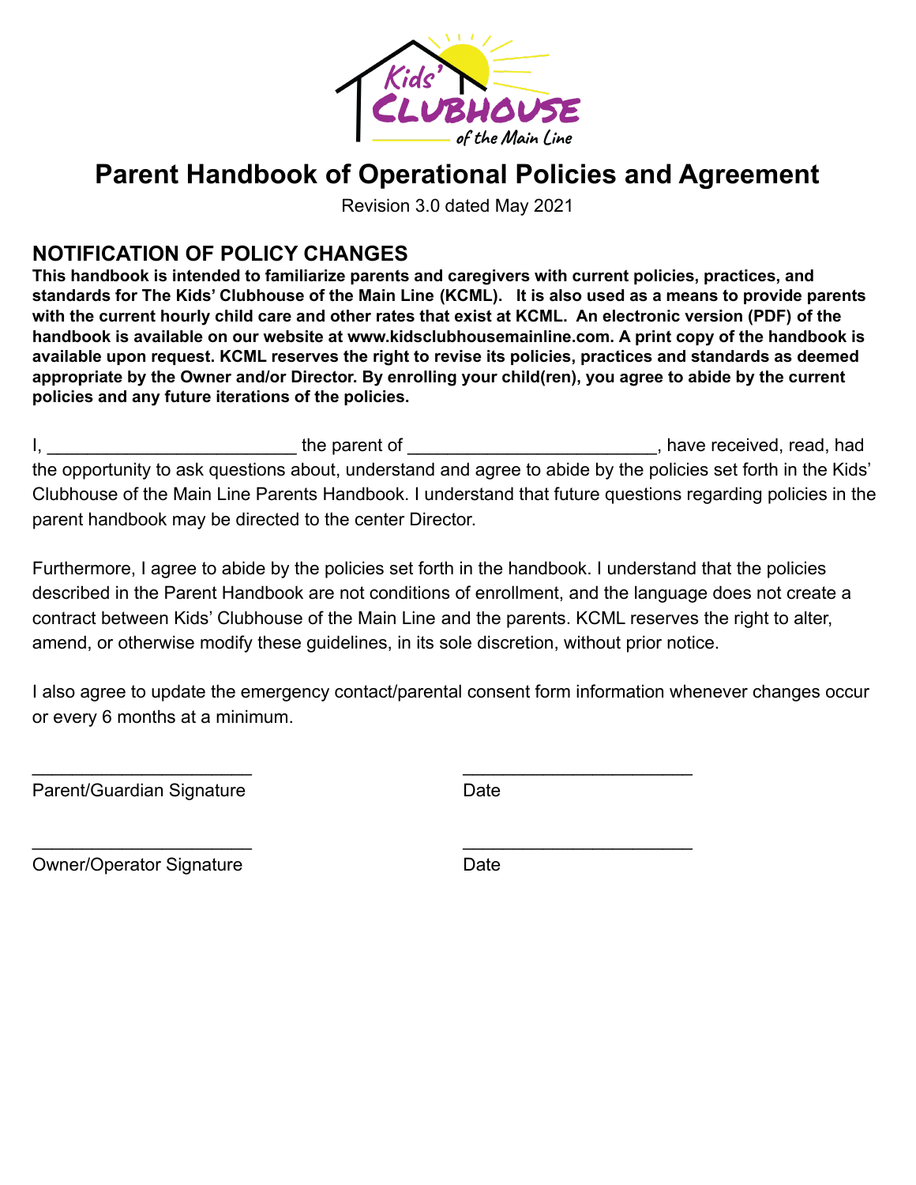# Parent Handbook of Operational Policies and Agreement

Revision 3.0 dated May 2021

## NOTIFICATION OF POLICY CHANGES

**This handbook is intended to familiarize parents and caregivers with current policies, practices, and standards for The Kids' Clubhouse of the Main Line (KCML). It is also used as a means to provide parents with the current hourly child care and other rates that exist at KCML. An electronic version (PDF) of the handbook is available on our website at www.kidsclubhousemainline.com. A print copy of the handbook is available upon request. KCML reserves the right to revise its policies, practices and standards as deemed appropriate by the Owner and/or Director. By enrolling your child(ren), you agree to abide by the current policies and any future iterations of the policies.**

I, _________________________ the parent of _________________________, have received, read, had the opportunity to ask questions about, understand and agree to abide by the policies set forth in the Kids' Clubhouse of the Main Line Parents Handbook. I understand that future questions regarding policies in the parent handbook may be directed to the center Director.

Furthermore, I agree to abide by the policies set forth in the handbook. I understand that the policies described in the Parent Handbook are not conditions of enrollment, and the language does not create a contract between Kids' Clubhouse of the Main Line and the parents. KCML reserves the right to alter, amend, or otherwise modify these guidelines, in its sole discretion, without prior notice.

I also agree to update the emergency contact/parental consent form information whenever changes occur or every 6 months at a minimum.

______________________ ______________________

Parent/Guardian Signature Date

______________________ ______________________

Owner/Operator Signature Date